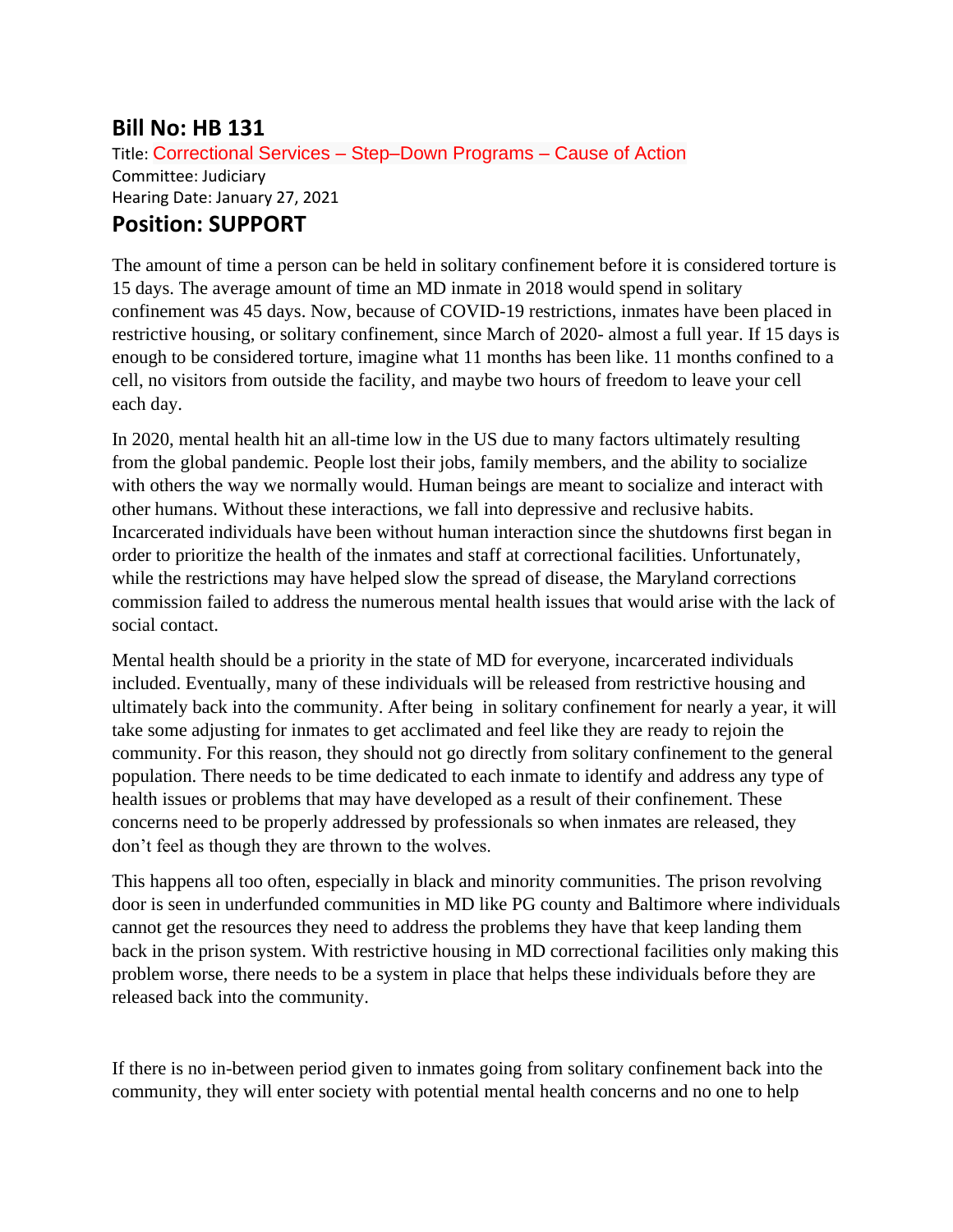## Bill No: HB 131

Title: Correctional Services – Step–Down Programs – Cause of Action
Committee: Judiciary
Hearing Date: January 27, 2021

## Position: SUPPORT

The amount of time a person can be held in solitary confinement before it is considered torture is 15 days. The average amount of time an MD inmate in 2018 would spend in solitary confinement was 45 days. Now, because of COVID-19 restrictions, inmates have been placed in restrictive housing, or solitary confinement, since March of 2020- almost a full year. If 15 days is enough to be considered torture, imagine what 11 months has been like. 11 months confined to a cell, no visitors from outside the facility, and maybe two hours of freedom to leave your cell each day.

In 2020, mental health hit an all-time low in the US due to many factors ultimately resulting from the global pandemic. People lost their jobs, family members, and the ability to socialize with others the way we normally would. Human beings are meant to socialize and interact with other humans. Without these interactions, we fall into depressive and reclusive habits. Incarcerated individuals have been without human interaction since the shutdowns first began in order to prioritize the health of the inmates and staff at correctional facilities. Unfortunately, while the restrictions may have helped slow the spread of disease, the Maryland corrections commission failed to address the numerous mental health issues that would arise with the lack of social contact.

Mental health should be a priority in the state of MD for everyone, incarcerated individuals included. Eventually, many of these individuals will be released from restrictive housing and ultimately back into the community. After being in solitary confinement for nearly a year, it will take some adjusting for inmates to get acclimated and feel like they are ready to rejoin the community. For this reason, they should not go directly from solitary confinement to the general population. There needs to be time dedicated to each inmate to identify and address any type of health issues or problems that may have developed as a result of their confinement. These concerns need to be properly addressed by professionals so when inmates are released, they don't feel as though they are thrown to the wolves.

This happens all too often, especially in black and minority communities. The prison revolving door is seen in underfunded communities in MD like PG county and Baltimore where individuals cannot get the resources they need to address the problems they have that keep landing them back in the prison system. With restrictive housing in MD correctional facilities only making this problem worse, there needs to be a system in place that helps these individuals before they are released back into the community.

If there is no in-between period given to inmates going from solitary confinement back into the community, they will enter society with potential mental health concerns and no one to help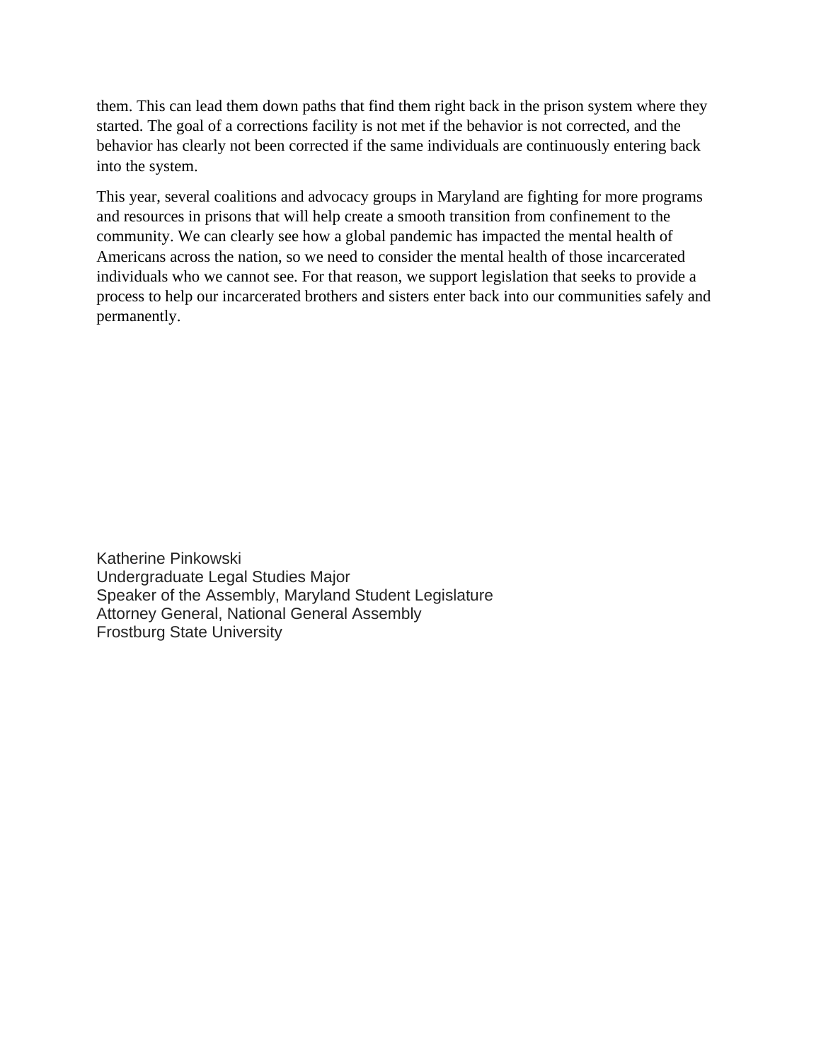them. This can lead them down paths that find them right back in the prison system where they started. The goal of a corrections facility is not met if the behavior is not corrected, and the behavior has clearly not been corrected if the same individuals are continuously entering back into the system.

This year, several coalitions and advocacy groups in Maryland are fighting for more programs and resources in prisons that will help create a smooth transition from confinement to the community. We can clearly see how a global pandemic has impacted the mental health of Americans across the nation, so we need to consider the mental health of those incarcerated individuals who we cannot see. For that reason, we support legislation that seeks to provide a process to help our incarcerated brothers and sisters enter back into our communities safely and permanently.

Katherine Pinkowski  
Undergraduate Legal Studies Major  
Speaker of the Assembly, Maryland Student Legislature  
Attorney General, National General Assembly  
Frostburg State University